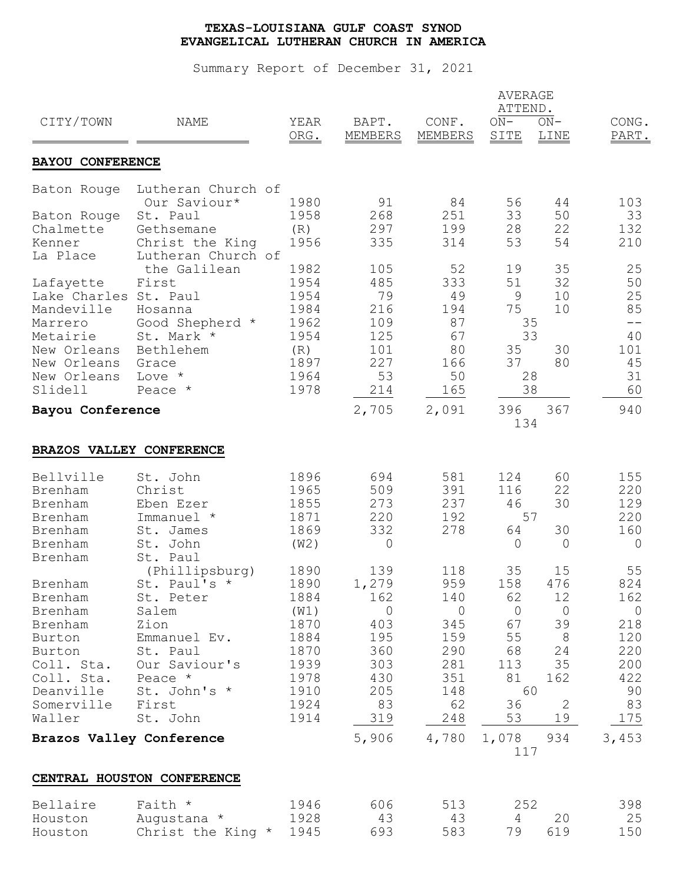# TEXAS-LOUISIANA GULF COAST SYNOD
# EVANGELICAL LUTHERAN CHURCH IN AMERICA

Summary Report of December 31, 2021

| CITY/TOWN | NAME | YEAR ORG. | BAPT. MEMBERS | CONF. MEMBERS | AVERAGE ATTEND. ON-SITE | AVERAGE ATTEND. ON-LINE | CONG. PART. |
|---|---|---|---|---|---|---|---|
| **BAYOU CONFERENCE** | | | | | | | |
| Baton Rouge | Lutheran Church of Our Saviour* | 1980 | 91 | 84 | 56 | 44 | 103 |
| Baton Rouge | St. Paul | 1958 | 268 | 251 | 33 | 50 | 33 |
| Chalmette | Gethsemane | (R) | 297 | 199 | 28 | 22 | 132 |
| Kenner | Christ the King | 1956 | 335 | 314 | 53 | 54 | 210 |
| La Place | Lutheran Church of the Galilean | 1982 | 105 | 52 | 19 | 35 | 25 |
| Lafayette | First | 1954 | 485 | 333 | 51 | 32 | 50 |
| Lake Charles | St. Paul | 1954 | 79 | 49 | 9 | 10 | 25 |
| Mandeville | Hosanna | 1984 | 216 | 194 | 75 | 10 | 85 |
| Marrero | Good Shepherd * | 1962 | 109 | 87 | 35 | | -- |
| Metairie | St. Mark * | 1954 | 125 | 67 | 33 | | 40 |
| New Orleans | Bethlehem | (R) | 101 | 80 | 35 | 30 | 101 |
| New Orleans | Grace | 1897 | 227 | 166 | 37 | 80 | 45 |
| New Orleans | Love * | 1964 | 53 | 50 | 28 | | 31 |
| Slidell | Peace * | 1978 | 214 | 165 | 38 | | 60 |
| **Bayou Conference** | | | 2,705 | 2,091 | 396 / 134 | 367 | 940 |
| **BRAZOS VALLEY CONFERENCE** | | | | | | | |
| Bellville | St. John | 1896 | 694 | 581 | 124 | 60 | 155 |
| Brenham | Christ | 1965 | 509 | 391 | 116 | 22 | 220 |
| Brenham | Eben Ezer | 1855 | 273 | 237 | 46 | 30 | 129 |
| Brenham | Immanuel * | 1871 | 220 | 192 | 57 | | 220 |
| Brenham | St. James | 1869 | 332 | 278 | 64 | 30 | 160 |
| Brenham | St. John | (W2) | 0 | | 0 | 0 | 0 |
| Brenham | St. Paul (Phillipsburg) | 1890 | 139 | 118 | 35 | 15 | 55 |
| Brenham | St. Paul's * | 1890 | 1,279 | 959 | 158 | 476 | 824 |
| Brenham | St. Peter | 1884 | 162 | 140 | 62 | 12 | 162 |
| Brenham | Salem | (W1) | 0 | 0 | 0 | 0 | 0 |
| Brenham | Zion | 1870 | 403 | 345 | 67 | 39 | 218 |
| Burton | Emmanuel Ev. | 1884 | 195 | 159 | 55 | 8 | 120 |
| Burton | St. Paul | 1870 | 360 | 290 | 68 | 24 | 220 |
| Coll. Sta. | Our Saviour's | 1939 | 303 | 281 | 113 | 35 | 200 |
| Coll. Sta. | Peace * | 1978 | 430 | 351 | 81 | 162 | 422 |
| Deanville | St. John's * | 1910 | 205 | 148 | 60 | | 90 |
| Somerville | First | 1924 | 83 | 62 | 36 | 2 | 83 |
| Waller | St. John | 1914 | 319 | 248 | 53 | 19 | 175 |
| **Brazos Valley Conference** | | | 5,906 | 4,780 | 1,078 / 117 | 934 | 3,453 |
| **CENTRAL HOUSTON CONFERENCE** | | | | | | | |
| Bellaire | Faith * | 1946 | 606 | 513 | 252 | | 398 |
| Houston | Augustana * | 1928 | 43 | 43 | 4 | 20 | 25 |
| Houston | Christ the King * | 1945 | 693 | 583 | 79 | 619 | 150 |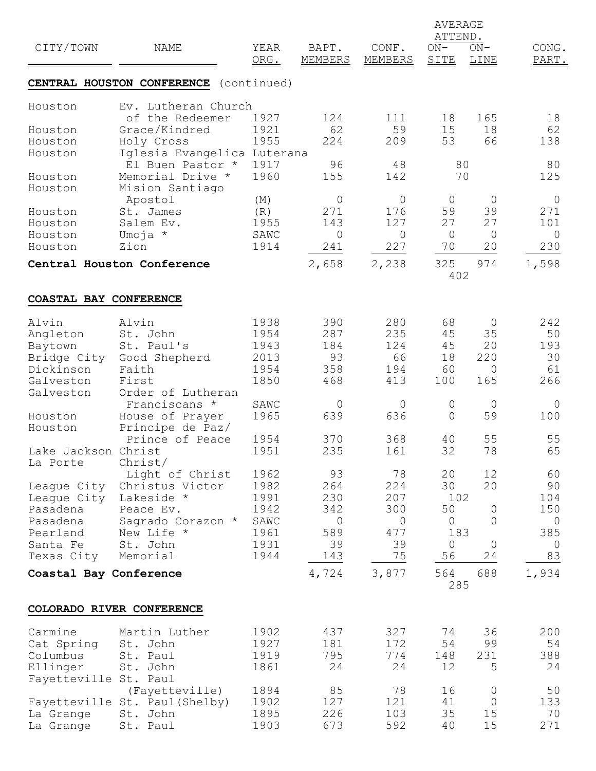| CITY/TOWN | NAME | YEAR ORG. | BAPT. MEMBERS | CONF. MEMBERS | AVERAGE ATTEND. ON-SITE | AVERAGE ATTEND. ON-LINE | CONG. PART. |
|---|---|---|---|---|---|---|---|
| **CENTRAL HOUSTON CONFERENCE** (continued) | | | | | | | |
| Houston | Ev. Lutheran Church of the Redeemer | 1927 | 124 | 111 | 18 | 165 | 18 |
| Houston | Grace/Kindred | 1921 | 62 | 59 | 15 | 18 | 62 |
| Houston | Holy Cross | 1955 | 224 | 209 | 53 | 66 | 138 |
| Houston | Iglesia Evangelica Luterana El Buen Pastor * | 1917 | 96 | 48 | 80 | | 80 |
| Houston | Memorial Drive * | 1960 | 155 | 142 | 70 | | 125 |
| Houston | Mision Santiago Apostol | (M) | 0 | 0 | 0 | 0 | 0 |
| Houston | St. James | (R) | 271 | 176 | 59 | 39 | 271 |
| Houston | Salem Ev. | 1955 | 143 | 127 | 27 | 27 | 101 |
| Houston | Umoja * | SAWC | 0 | 0 | 0 | 0 | 0 |
| Houston | Zion | 1914 | 241 | 227 | 70 | 20 | 230 |
| **Central Houston Conference** | | | 2,658 | 2,238 | 325 / 402 | 974 | 1,598 |
| **COASTAL BAY CONFERENCE** | | | | | | | |
| Alvin | Alvin | 1938 | 390 | 280 | 68 | 0 | 242 |
| Angleton | St. John | 1954 | 287 | 235 | 45 | 35 | 50 |
| Baytown | St. Paul's | 1943 | 184 | 124 | 45 | 20 | 193 |
| Bridge City | Good Shepherd | 2013 | 93 | 66 | 18 | 220 | 30 |
| Dickinson | Faith | 1954 | 358 | 194 | 60 | 0 | 61 |
| Galveston | First | 1850 | 468 | 413 | 100 | 165 | 266 |
| Galveston | Order of Lutheran Franciscans * | SAWC | 0 | 0 | 0 | 0 | 0 |
| Houston | House of Prayer | 1965 | 639 | 636 | 0 | 59 | 100 |
| Houston | Principe de Paz/ Prince of Peace | 1954 | 370 | 368 | 40 | 55 | 55 |
| Lake Jackson | Christ | 1951 | 235 | 161 | 32 | 78 | 65 |
| La Porte | Christ/ Light of Christ | 1962 | 93 | 78 | 20 | 12 | 60 |
| League City | Christus Victor | 1982 | 264 | 224 | 30 | 20 | 90 |
| League City | Lakeside * | 1991 | 230 | 207 | 102 | | 104 |
| Pasadena | Peace Ev. | 1942 | 342 | 300 | 50 | 0 | 150 |
| Pasadena | Sagrado Corazon * | SAWC | 0 | 0 | 0 | 0 | 0 |
| Pearland | New Life * | 1961 | 589 | 477 | 183 | | 385 |
| Santa Fe | St. John | 1931 | 39 | 39 | 0 | 0 | 0 |
| Texas City | Memorial | 1944 | 143 | 75 | 56 | 24 | 83 |
| **Coastal Bay Conference** | | | 4,724 | 3,877 | 564 / 285 | 688 | 1,934 |
| **COLORADO RIVER CONFERENCE** | | | | | | | |
| Carmine | Martin Luther | 1902 | 437 | 327 | 74 | 36 | 200 |
| Cat Spring | St. John | 1927 | 181 | 172 | 54 | 99 | 54 |
| Columbus | St. Paul | 1919 | 795 | 774 | 148 | 231 | 388 |
| Ellinger | St. John | 1861 | 24 | 24 | 12 | 5 | 24 |
| Fayetteville | St. Paul (Fayetteville) | 1894 | 85 | 78 | 16 | 0 | 50 |
| Fayetteville | St. Paul(Shelby) | 1902 | 127 | 121 | 41 | 0 | 133 |
| La Grange | St. John | 1895 | 226 | 103 | 35 | 15 | 70 |
| La Grange | St. Paul | 1903 | 673 | 592 | 40 | 15 | 271 |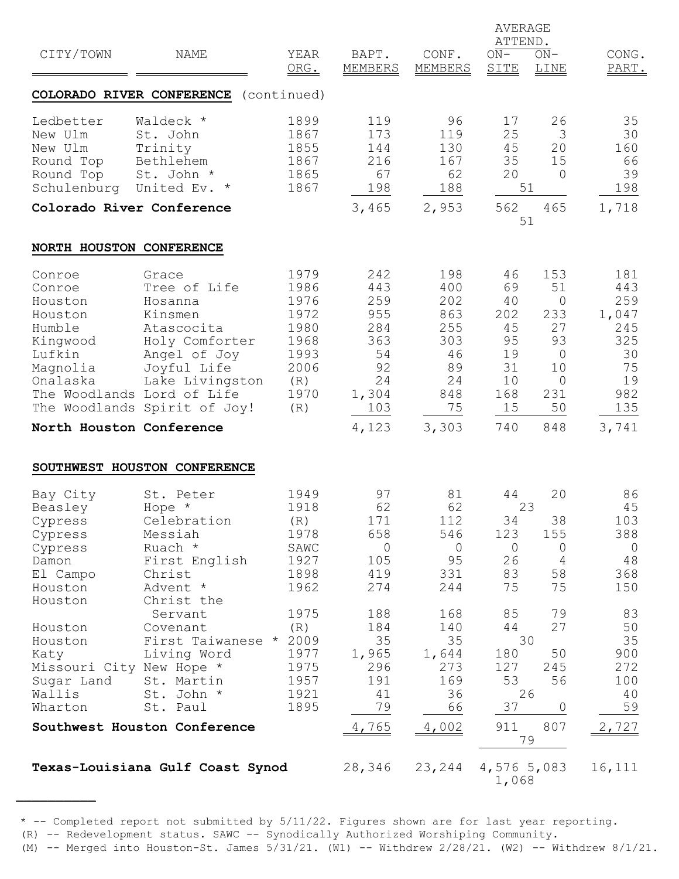| CITY/TOWN | NAME | YEAR ORG. | BAPT. MEMBERS | CONF. MEMBERS | AVERAGE ATTEND. ON-SITE | ON-LINE | CONG. PART. |
|---|---|---|---|---|---|---|---|
| **COLORADO RIVER CONFERENCE** (continued) | | | | | | | |
| Ledbetter | Waldeck * | 1899 | 119 | 96 | 17 | 26 | 35 |
| New Ulm | St. John | 1867 | 173 | 119 | 25 | 3 | 30 |
| New Ulm | Trinity | 1855 | 144 | 130 | 45 | 20 | 160 |
| Round Top | Bethlehem | 1867 | 216 | 167 | 35 | 15 | 66 |
| Round Top | St. John * | 1865 | 67 | 62 | 20 | 0 | 39 |
| Schulenburg | United Ev. * | 1867 | 198 | 188 | 51 | | 198 |
| **Colorado River Conference** | | | 3,465 | 2,953 | 562 | 465 | 1,718 |
| | | | | | 51 | | |
| **NORTH HOUSTON CONFERENCE** | | | | | | | |
| Conroe | Grace | 1979 | 242 | 198 | 46 | 153 | 181 |
| Conroe | Tree of Life | 1986 | 443 | 400 | 69 | 51 | 443 |
| Houston | Hosanna | 1976 | 259 | 202 | 40 | 0 | 259 |
| Houston | Kinsmen | 1972 | 955 | 863 | 202 | 233 | 1,047 |
| Humble | Atascocita | 1980 | 284 | 255 | 45 | 27 | 245 |
| Kingwood | Holy Comforter | 1968 | 363 | 303 | 95 | 93 | 325 |
| Lufkin | Angel of Joy | 1993 | 54 | 46 | 19 | 0 | 30 |
| Magnolia | Joyful Life | 2006 | 92 | 89 | 31 | 10 | 75 |
| Onalaska | Lake Livingston | (R) | 24 | 24 | 10 | 0 | 19 |
| The Woodlands | Lord of Life | 1970 | 1,304 | 848 | 168 | 231 | 982 |
| The Woodlands | Spirit of Joy! | (R) | 103 | 75 | 15 | 50 | 135 |
| **North Houston Conference** | | | 4,123 | 3,303 | 740 | 848 | 3,741 |
| **SOUTHWEST HOUSTON CONFERENCE** | | | | | | | |
| Bay City | St. Peter | 1949 | 97 | 81 | 44 | 20 | 86 |
| Beasley | Hope * | 1918 | 62 | 62 | 23 | | 45 |
| Cypress | Celebration | (R) | 171 | 112 | 34 | 38 | 103 |
| Cypress | Messiah | 1978 | 658 | 546 | 123 | 155 | 388 |
| Cypress | Ruach * | SAWC | 0 | 0 | 0 | 0 | 0 |
| Damon | First English | 1927 | 105 | 95 | 26 | 4 | 48 |
| El Campo | Christ | 1898 | 419 | 331 | 83 | 58 | 368 |
| Houston | Advent * | 1962 | 274 | 244 | 75 | 75 | 150 |
| Houston | Christ the Servant | 1975 | 188 | 168 | 85 | 79 | 83 |
| Houston | Covenant | (R) | 184 | 140 | 44 | 27 | 50 |
| Houston | First Taiwanese * | 2009 | 35 | 35 | 30 | | 35 |
| Katy | Living Word | 1977 | 1,965 | 1,644 | 180 | 50 | 900 |
| Missouri City | New Hope * | 1975 | 296 | 273 | 127 | 245 | 272 |
| Sugar Land | St. Martin | 1957 | 191 | 169 | 53 | 56 | 100 |
| Wallis | St. John * | 1921 | 41 | 36 | 26 | | 40 |
| Wharton | St. Paul | 1895 | 79 | 66 | 37 | 0 | 59 |
| **Southwest Houston Conference** | | | 4,765 | 4,002 | 911 | 807 | 2,727 |
| | | | | | 79 | | |
| **Texas-Louisiana Gulf Coast Synod** | | | 28,346 | 23,244 | 4,576 | 5,083 | 16,111 |
| | | | | | 1,068 | | |

\* -- Completed report not submitted by 5/11/22. Figures shown are for last year reporting.
(R) -- Redevelopment status. SAWC -- Synodically Authorized Worshiping Community.
(M) -- Merged into Houston-St. James 5/31/21. (W1) -- Withdrew 2/28/21. (W2) -- Withdrew 8/1/21.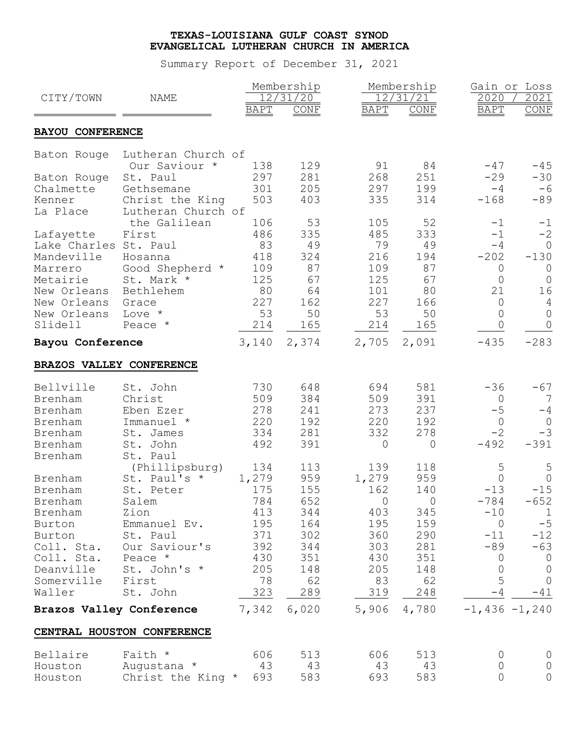# TEXAS-LOUISIANA GULF COAST SYNOD
## EVANGELICAL LUTHERAN CHURCH IN AMERICA

Summary Report of December 31, 2021

| CITY/TOWN | NAME | Membership 12/31/20 | | Membership 12/31/21 | | Gain or Loss 2020 / 2021 | |
|---|---|---|---|---|---|---|---|
| | | BAPT | CONF | BAPT | CONF | BAPT | CONF |
| **BAYOU CONFERENCE** | | | | | | | |
| Baton Rouge | Lutheran Church of Our Saviour * | 138 | 129 | 91 | 84 | -47 | -45 |
| Baton Rouge | St. Paul | 297 | 281 | 268 | 251 | -29 | -30 |
| Chalmette | Gethsemane | 301 | 205 | 297 | 199 | -4 | -6 |
| Kenner | Christ the King | 503 | 403 | 335 | 314 | -168 | -89 |
| La Place | Lutheran Church of the Galilean | 106 | 53 | 105 | 52 | -1 | -1 |
| Lafayette | First | 486 | 335 | 485 | 333 | -1 | -2 |
| Lake Charles | St. Paul | 83 | 49 | 79 | 49 | -4 | 0 |
| Mandeville | Hosanna | 418 | 324 | 216 | 194 | -202 | -130 |
| Marrero | Good Shepherd * | 109 | 87 | 109 | 87 | 0 | 0 |
| Metairie | St. Mark * | 125 | 67 | 125 | 67 | 0 | 0 |
| New Orleans | Bethlehem | 80 | 64 | 101 | 80 | 21 | 16 |
| New Orleans | Grace | 227 | 162 | 227 | 166 | 0 | 4 |
| New Orleans | Love * | 53 | 50 | 53 | 50 | 0 | 0 |
| Slidell | Peace * | 214 | 165 | 214 | 165 | 0 | 0 |
| **Bayou Conference** | | 3,140 | 2,374 | 2,705 | 2,091 | -435 | -283 |
| **BRAZOS VALLEY CONFERENCE** | | | | | | | |
| Bellville | St. John | 730 | 648 | 694 | 581 | -36 | -67 |
| Brenham | Christ | 509 | 384 | 509 | 391 | 0 | 7 |
| Brenham | Eben Ezer | 278 | 241 | 273 | 237 | -5 | -4 |
| Brenham | Immanuel * | 220 | 192 | 220 | 192 | 0 | 0 |
| Brenham | St. James | 334 | 281 | 332 | 278 | -2 | -3 |
| Brenham | St. John | 492 | 391 | 0 | 0 | -492 | -391 |
| Brenham | St. Paul (Phillipsburg) | 134 | 113 | 139 | 118 | 5 | 5 |
| Brenham | St. Paul's * | 1,279 | 959 | 1,279 | 959 | 0 | 0 |
| Brenham | St. Peter | 175 | 155 | 162 | 140 | -13 | -15 |
| Brenham | Salem | 784 | 652 | 0 | 0 | -784 | -652 |
| Brenham | Zion | 413 | 344 | 403 | 345 | -10 | 1 |
| Burton | Emmanuel Ev. | 195 | 164 | 195 | 159 | 0 | -5 |
| Burton | St. Paul | 371 | 302 | 360 | 290 | -11 | -12 |
| Coll. Sta. | Our Saviour's | 392 | 344 | 303 | 281 | -89 | -63 |
| Coll. Sta. | Peace * | 430 | 351 | 430 | 351 | 0 | 0 |
| Deanville | St. John's * | 205 | 148 | 205 | 148 | 0 | 0 |
| Somerville | First | 78 | 62 | 83 | 62 | 5 | 0 |
| Waller | St. John | 323 | 289 | 319 | 248 | -4 | -41 |
| **Brazos Valley Conference** | | 7,342 | 6,020 | 5,906 | 4,780 | -1,436 | -1,240 |
| **CENTRAL HOUSTON CONFERENCE** | | | | | | | |
| Bellaire | Faith * | 606 | 513 | 606 | 513 | 0 | 0 |
| Houston | Augustana * | 43 | 43 | 43 | 43 | 0 | 0 |
| Houston | Christ the King * | 693 | 583 | 693 | 583 | 0 | 0 |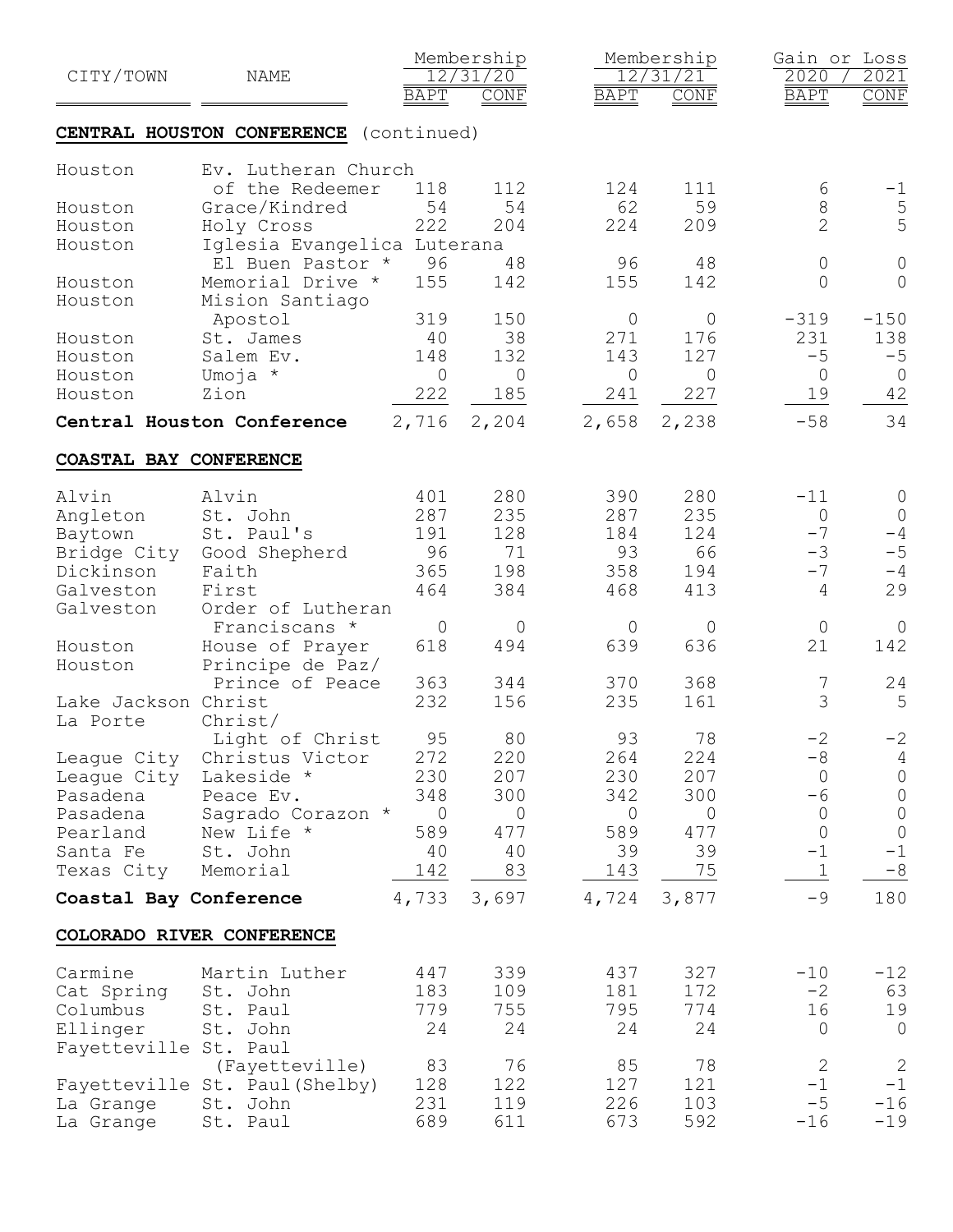| CITY/TOWN | NAME | Membership 12/31/20 BAPT | Membership 12/31/20 CONF | Membership 12/31/21 BAPT | Membership 12/31/21 CONF | Gain or Loss 2020 / 2021 BAPT | Gain or Loss 2020 / 2021 CONF |
|---|---|---|---|---|---|---|---|
| **CENTRAL HOUSTON CONFERENCE** (continued) | | | | | | | |
| Houston | Ev. Lutheran Church of the Redeemer | 118 | 112 | 124 | 111 | 6 | -1 |
| Houston | Grace/Kindred | 54 | 54 | 62 | 59 | 8 | 5 |
| Houston | Holy Cross | 222 | 204 | 224 | 209 | 2 | 5 |
| Houston | Iglesia Evangelica Luterana El Buen Pastor * | 96 | 48 | 96 | 48 | 0 | 0 |
| Houston | Memorial Drive * | 155 | 142 | 155 | 142 | 0 | 0 |
| Houston | Mision Santiago Apostol | 319 | 150 | 0 | 0 | -319 | -150 |
| Houston | St. James | 40 | 38 | 271 | 176 | 231 | 138 |
| Houston | Salem Ev. | 148 | 132 | 143 | 127 | -5 | -5 |
| Houston | Umoja * | 0 | 0 | 0 | 0 | 0 | 0 |
| Houston | Zion | 222 | 185 | 241 | 227 | 19 | 42 |
| **Central Houston Conference** | | 2,716 | 2,204 | 2,658 | 2,238 | -58 | 34 |
| **COASTAL BAY CONFERENCE** | | | | | | | |
| Alvin | Alvin | 401 | 280 | 390 | 280 | -11 | 0 |
| Angleton | St. John | 287 | 235 | 287 | 235 | 0 | 0 |
| Baytown | St. Paul's | 191 | 128 | 184 | 124 | -7 | -4 |
| Bridge City | Good Shepherd | 96 | 71 | 93 | 66 | -3 | -5 |
| Dickinson | Faith | 365 | 198 | 358 | 194 | -7 | -4 |
| Galveston | First | 464 | 384 | 468 | 413 | 4 | 29 |
| Galveston | Order of Lutheran Franciscans * | 0 | 0 | 0 | 0 | 0 | 0 |
| Houston | House of Prayer | 618 | 494 | 639 | 636 | 21 | 142 |
| Houston | Principe de Paz/ Prince of Peace | 363 | 344 | 370 | 368 | 7 | 24 |
| Lake Jackson | Christ | 232 | 156 | 235 | 161 | 3 | 5 |
| La Porte | Christ/ Light of Christ | 95 | 80 | 93 | 78 | -2 | -2 |
| League City | Christus Victor | 272 | 220 | 264 | 224 | -8 | 4 |
| League City | Lakeside * | 230 | 207 | 230 | 207 | 0 | 0 |
| Pasadena | Peace Ev. | 348 | 300 | 342 | 300 | -6 | 0 |
| Pasadena | Sagrado Corazon * | 0 | 0 | 0 | 0 | 0 | 0 |
| Pearland | New Life * | 589 | 477 | 589 | 477 | 0 | 0 |
| Santa Fe | St. John | 40 | 40 | 39 | 39 | -1 | -1 |
| Texas City | Memorial | 142 | 83 | 143 | 75 | 1 | -8 |
| **Coastal Bay Conference** | | 4,733 | 3,697 | 4,724 | 3,877 | -9 | 180 |
| **COLORADO RIVER CONFERENCE** | | | | | | | |
| Carmine | Martin Luther | 447 | 339 | 437 | 327 | -10 | -12 |
| Cat Spring | St. John | 183 | 109 | 181 | 172 | -2 | 63 |
| Columbus | St. Paul | 779 | 755 | 795 | 774 | 16 | 19 |
| Ellinger | St. John | 24 | 24 | 24 | 24 | 0 | 0 |
| Fayetteville | St. Paul (Fayetteville) | 83 | 76 | 85 | 78 | 2 | 2 |
| Fayetteville | St. Paul(Shelby) | 128 | 122 | 127 | 121 | -1 | -1 |
| La Grange | St. John | 231 | 119 | 226 | 103 | -5 | -16 |
| La Grange | St. Paul | 689 | 611 | 673 | 592 | -16 | -19 |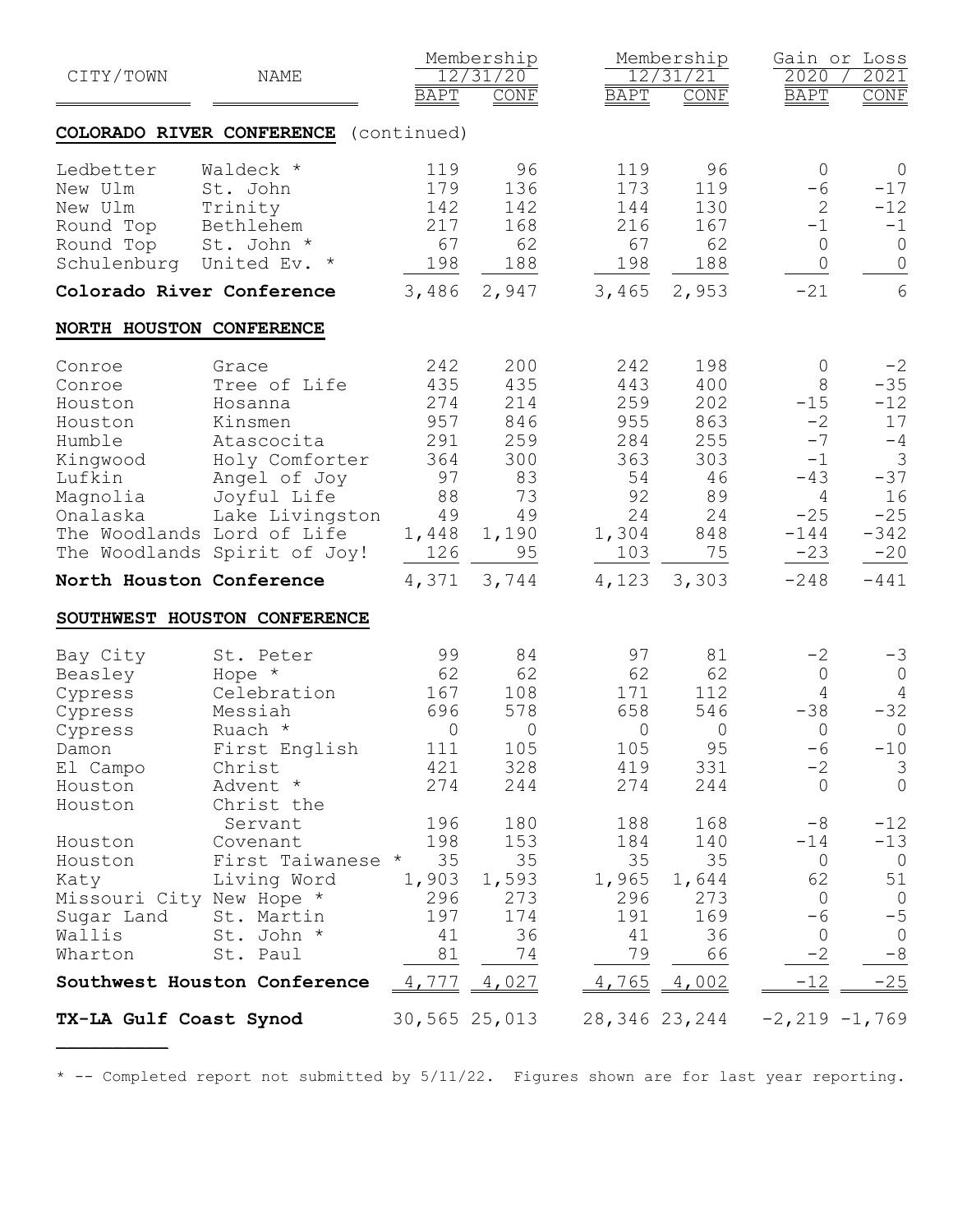| CITY/TOWN | NAME | Membership 12/31/20 | | Membership 12/31/21 | | Gain or Loss 2020 / 2021 | |
|---|---|---|---|---|---|---|---|
| | | BAPT | CONF | BAPT | CONF | BAPT | CONF |
| **COLORADO RIVER CONFERENCE** (continued) | | | | | | | |
| Ledbetter | Waldeck * | 119 | 96 | 119 | 96 | 0 | 0 |
| New Ulm | St. John | 179 | 136 | 173 | 119 | -6 | -17 |
| New Ulm | Trinity | 142 | 142 | 144 | 130 | 2 | -12 |
| Round Top | Bethlehem | 217 | 168 | 216 | 167 | -1 | -1 |
| Round Top | St. John * | 67 | 62 | 67 | 62 | 0 | 0 |
| Schulenburg | United Ev. * | 198 | 188 | 198 | 188 | 0 | 0 |
| **Colorado River Conference** | | 3,486 | 2,947 | 3,465 | 2,953 | -21 | 6 |
| **NORTH HOUSTON CONFERENCE** | | | | | | | |
| Conroe | Grace | 242 | 200 | 242 | 198 | 0 | -2 |
| Conroe | Tree of Life | 435 | 435 | 443 | 400 | 8 | -35 |
| Houston | Hosanna | 274 | 214 | 259 | 202 | -15 | -12 |
| Houston | Kinsmen | 957 | 846 | 955 | 863 | -2 | 17 |
| Humble | Atascocita | 291 | 259 | 284 | 255 | -7 | -4 |
| Kingwood | Holy Comforter | 364 | 300 | 363 | 303 | -1 | 3 |
| Lufkin | Angel of Joy | 97 | 83 | 54 | 46 | -43 | -37 |
| Magnolia | Joyful Life | 88 | 73 | 92 | 89 | 4 | 16 |
| Onalaska | Lake Livingston | 49 | 49 | 24 | 24 | -25 | -25 |
| The Woodlands | Lord of Life | 1,448 | 1,190 | 1,304 | 848 | -144 | -342 |
| The Woodlands | Spirit of Joy! | 126 | 95 | 103 | 75 | -23 | -20 |
| **North Houston Conference** | | 4,371 | 3,744 | 4,123 | 3,303 | -248 | -441 |
| **SOUTHWEST HOUSTON CONFERENCE** | | | | | | | |
| Bay City | St. Peter | 99 | 84 | 97 | 81 | -2 | -3 |
| Beasley | Hope * | 62 | 62 | 62 | 62 | 0 | 0 |
| Cypress | Celebration | 167 | 108 | 171 | 112 | 4 | 4 |
| Cypress | Messiah | 696 | 578 | 658 | 546 | -38 | -32 |
| Cypress | Ruach * | 0 | 0 | 0 | 0 | 0 | 0 |
| Damon | First English | 111 | 105 | 105 | 95 | -6 | -10 |
| El Campo | Christ | 421 | 328 | 419 | 331 | -2 | 3 |
| Houston | Advent * | 274 | 244 | 274 | 244 | 0 | 0 |
| Houston | Christ the Servant | 196 | 180 | 188 | 168 | -8 | -12 |
| Houston | Covenant | 198 | 153 | 184 | 140 | -14 | -13 |
| Houston | First Taiwanese * | 35 | 35 | 35 | 35 | 0 | 0 |
| Katy | Living Word | 1,903 | 1,593 | 1,965 | 1,644 | 62 | 51 |
| Missouri City | New Hope * | 296 | 273 | 296 | 273 | 0 | 0 |
| Sugar Land | St. Martin | 197 | 174 | 191 | 169 | -6 | -5 |
| Wallis | St. John * | 41 | 36 | 41 | 36 | 0 | 0 |
| Wharton | St. Paul | 81 | 74 | 79 | 66 | -2 | -8 |
| **Southwest Houston Conference** | | 4,777 | 4,027 | 4,765 | 4,002 | -12 | -25 |
| **TX-LA Gulf Coast Synod** | | 30,565 | 25,013 | 28,346 | 23,244 | -2,219 | -1,769 |

* -- Completed report not submitted by 5/11/22. Figures shown are for last year reporting.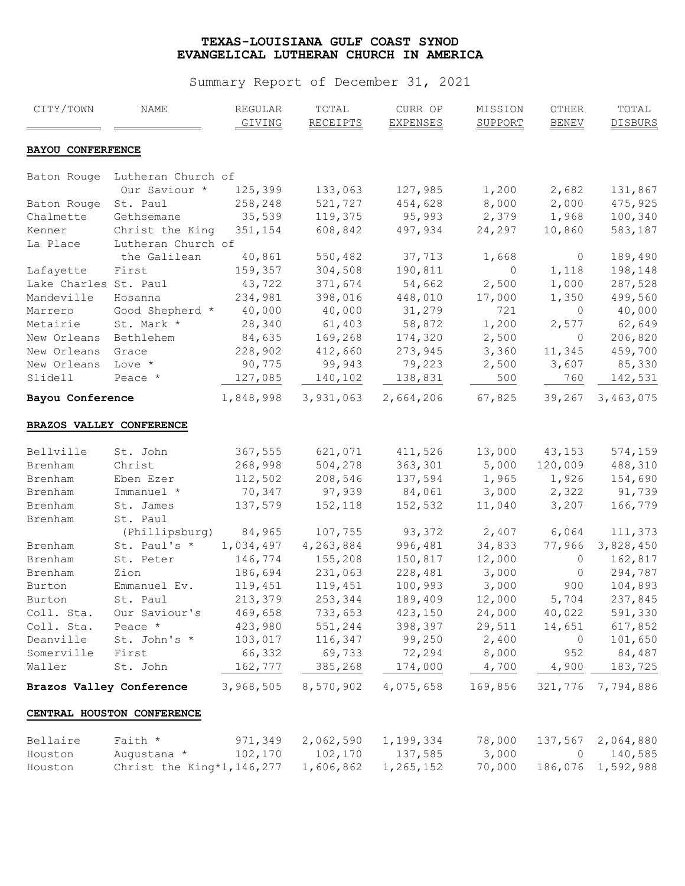# TEXAS-LOUISIANA GULF COAST SYNOD
# EVANGELICAL LUTHERAN CHURCH IN AMERICA

Summary Report of December 31, 2021

| CITY/TOWN | NAME | REGULAR GIVING | TOTAL RECEIPTS | CURR OP EXPENSES | MISSION SUPPORT | OTHER BENEV | TOTAL DISBURS |
|---|---|---|---|---|---|---|---|
| **BAYOU CONFERENCE** | | | | | | | |
| Baton Rouge | Lutheran Church of Our Saviour * | 125,399 | 133,063 | 127,985 | 1,200 | 2,682 | 131,867 |
| Baton Rouge | St. Paul | 258,248 | 521,727 | 454,628 | 8,000 | 2,000 | 475,925 |
| Chalmette | Gethsemane | 35,539 | 119,375 | 95,993 | 2,379 | 1,968 | 100,340 |
| Kenner | Christ the King | 351,154 | 608,842 | 497,934 | 24,297 | 10,860 | 583,187 |
| La Place | Lutheran Church of the Galilean | 40,861 | 550,482 | 37,713 | 1,668 | 0 | 189,490 |
| Lafayette | First | 159,357 | 304,508 | 190,811 | 0 | 1,118 | 198,148 |
| Lake Charles | St. Paul | 43,722 | 371,674 | 54,662 | 2,500 | 1,000 | 287,528 |
| Mandeville | Hosanna | 234,981 | 398,016 | 448,010 | 17,000 | 1,350 | 499,560 |
| Marrero | Good Shepherd * | 40,000 | 40,000 | 31,279 | 721 | 0 | 40,000 |
| Metairie | St. Mark * | 28,340 | 61,403 | 58,872 | 1,200 | 2,577 | 62,649 |
| New Orleans | Bethlehem | 84,635 | 169,268 | 174,320 | 2,500 | 0 | 206,820 |
| New Orleans | Grace | 228,902 | 412,660 | 273,945 | 3,360 | 11,345 | 459,700 |
| New Orleans | Love * | 90,775 | 99,943 | 79,223 | 2,500 | 3,607 | 85,330 |
| Slidell | Peace * | 127,085 | 140,102 | 138,831 | 500 | 760 | 142,531 |
| **Bayou Conference** | | 1,848,998 | 3,931,063 | 2,664,206 | 67,825 | 39,267 | 3,463,075 |
| **BRAZOS VALLEY CONFERENCE** | | | | | | | |
| Bellville | St. John | 367,555 | 621,071 | 411,526 | 13,000 | 43,153 | 574,159 |
| Brenham | Christ | 268,998 | 504,278 | 363,301 | 5,000 | 120,009 | 488,310 |
| Brenham | Eben Ezer | 112,502 | 208,546 | 137,594 | 1,965 | 1,926 | 154,690 |
| Brenham | Immanuel * | 70,347 | 97,939 | 84,061 | 3,000 | 2,322 | 91,739 |
| Brenham | St. James | 137,579 | 152,118 | 152,532 | 11,040 | 3,207 | 166,779 |
| Brenham | St. Paul (Phillipsburg) | 84,965 | 107,755 | 93,372 | 2,407 | 6,064 | 111,373 |
| Brenham | St. Paul's * | 1,034,497 | 4,263,884 | 996,481 | 34,833 | 77,966 | 3,828,450 |
| Brenham | St. Peter | 146,774 | 155,208 | 150,817 | 12,000 | 0 | 162,817 |
| Brenham | Zion | 186,694 | 231,063 | 228,481 | 3,000 | 0 | 294,787 |
| Burton | Emmanuel Ev. | 119,451 | 119,451 | 100,993 | 3,000 | 900 | 104,893 |
| Burton | St. Paul | 213,379 | 253,344 | 189,409 | 12,000 | 5,704 | 237,845 |
| Coll. Sta. | Our Saviour's | 469,658 | 733,653 | 423,150 | 24,000 | 40,022 | 591,330 |
| Coll. Sta. | Peace * | 423,980 | 551,244 | 398,397 | 29,511 | 14,651 | 617,852 |
| Deanville | St. John's * | 103,017 | 116,347 | 99,250 | 2,400 | 0 | 101,650 |
| Somerville | First | 66,332 | 69,733 | 72,294 | 8,000 | 952 | 84,487 |
| Waller | St. John | 162,777 | 385,268 | 174,000 | 4,700 | 4,900 | 183,725 |
| **Brazos Valley Conference** | | 3,968,505 | 8,570,902 | 4,075,658 | 169,856 | 321,776 | 7,794,886 |
| **CENTRAL HOUSTON CONFERENCE** | | | | | | | |
| Bellaire | Faith * | 971,349 | 2,062,590 | 1,199,334 | 78,000 | 137,567 | 2,064,880 |
| Houston | Augustana * | 102,170 | 102,170 | 137,585 | 3,000 | 0 | 140,585 |
| Houston | Christ the King* | 1,146,277 | 1,606,862 | 1,265,152 | 70,000 | 186,076 | 1,592,988 |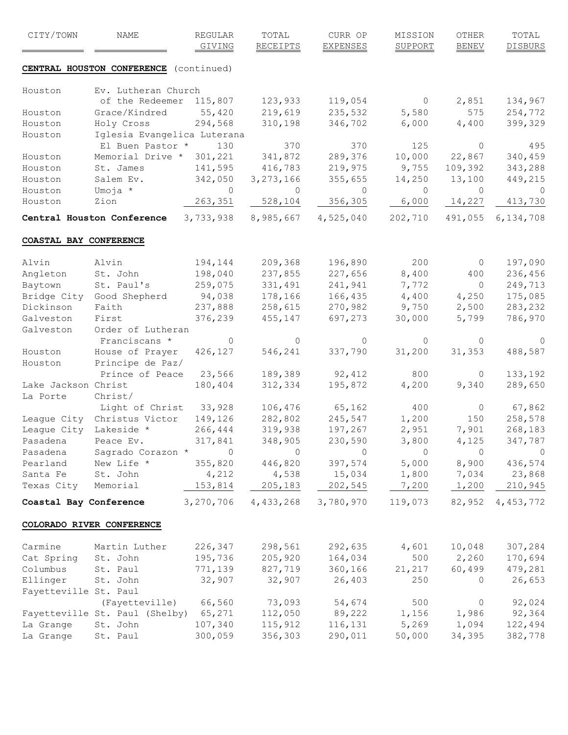| CITY/TOWN | NAME | REGULAR GIVING | TOTAL RECEIPTS | CURR OP EXPENSES | MISSION SUPPORT | OTHER BENEV | TOTAL DISBURS |
|---|---|---|---|---|---|---|---|
| **CENTRAL HOUSTON CONFERENCE** (continued) | | | | | | | |
| Houston | Ev. Lutheran Church of the Redeemer | 115,807 | 123,933 | 119,054 | 0 | 2,851 | 134,967 |
| Houston | Grace/Kindred | 55,420 | 219,619 | 235,532 | 5,580 | 575 | 254,772 |
| Houston | Holy Cross | 294,568 | 310,198 | 346,702 | 6,000 | 4,400 | 399,329 |
| Houston | Iglesia Evangelica Luterana El Buen Pastor * | 130 | 370 | 370 | 125 | 0 | 495 |
| Houston | Memorial Drive * | 301,221 | 341,872 | 289,376 | 10,000 | 22,867 | 340,459 |
| Houston | St. James | 141,595 | 416,783 | 219,975 | 9,755 | 109,392 | 343,288 |
| Houston | Salem Ev. | 342,050 | 3,273,166 | 355,655 | 14,250 | 13,100 | 449,215 |
| Houston | Umoja * | 0 | 0 | 0 | 0 | 0 | 0 |
| Houston | Zion | 263,351 | 528,104 | 356,305 | 6,000 | 14,227 | 413,730 |
| **Central Houston Conference** | | 3,733,938 | 8,985,667 | 4,525,040 | 202,710 | 491,055 | 6,134,708 |
| **COASTAL BAY CONFERENCE** | | | | | | | |
| Alvin | Alvin | 194,144 | 209,368 | 196,890 | 200 | 0 | 197,090 |
| Angleton | St. John | 198,040 | 237,855 | 227,656 | 8,400 | 400 | 236,456 |
| Baytown | St. Paul's | 259,075 | 331,491 | 241,941 | 7,772 | 0 | 249,713 |
| Bridge City | Good Shepherd | 94,038 | 178,166 | 166,435 | 4,400 | 4,250 | 175,085 |
| Dickinson | Faith | 237,888 | 258,615 | 270,982 | 9,750 | 2,500 | 283,232 |
| Galveston | First | 376,239 | 455,147 | 697,273 | 30,000 | 5,799 | 786,970 |
| Galveston | Order of Lutheran Franciscans * | 0 | 0 | 0 | 0 | 0 | 0 |
| Houston | House of Prayer | 426,127 | 546,241 | 337,790 | 31,200 | 31,353 | 488,587 |
| Houston | Principe de Paz/ Prince of Peace | 23,566 | 189,389 | 92,412 | 800 | 0 | 133,192 |
| Lake Jackson | Christ | 180,404 | 312,334 | 195,872 | 4,200 | 9,340 | 289,650 |
| La Porte | Christ/ Light of Christ | 33,928 | 106,476 | 65,162 | 400 | 0 | 67,862 |
| League City | Christus Victor | 149,126 | 282,802 | 245,547 | 1,200 | 150 | 258,578 |
| League City | Lakeside * | 266,444 | 319,938 | 197,267 | 2,951 | 7,901 | 268,183 |
| Pasadena | Peace Ev. | 317,841 | 348,905 | 230,590 | 3,800 | 4,125 | 347,787 |
| Pasadena | Sagrado Corazon * | 0 | 0 | 0 | 0 | 0 | 0 |
| Pearland | New Life * | 355,820 | 446,820 | 397,574 | 5,000 | 8,900 | 436,574 |
| Santa Fe | St. John | 4,212 | 4,538 | 15,034 | 1,800 | 7,034 | 23,868 |
| Texas City | Memorial | 153,814 | 205,183 | 202,545 | 7,200 | 1,200 | 210,945 |
| **Coastal Bay Conference** | | 3,270,706 | 4,433,268 | 3,780,970 | 119,073 | 82,952 | 4,453,772 |
| **COLORADO RIVER CONFERENCE** | | | | | | | |
| Carmine | Martin Luther | 226,347 | 298,561 | 292,635 | 4,601 | 10,048 | 307,284 |
| Cat Spring | St. John | 195,736 | 205,920 | 164,034 | 500 | 2,260 | 170,694 |
| Columbus | St. Paul | 771,139 | 827,719 | 360,166 | 21,217 | 60,499 | 479,281 |
| Ellinger | St. John | 32,907 | 32,907 | 26,403 | 250 | 0 | 26,653 |
| Fayetteville | St. Paul (Fayetteville) | 66,560 | 73,093 | 54,674 | 500 | 0 | 92,024 |
| Fayetteville | St. Paul (Shelby) | 65,271 | 112,050 | 89,222 | 1,156 | 1,986 | 92,364 |
| La Grange | St. John | 107,340 | 115,912 | 116,131 | 5,269 | 1,094 | 122,494 |
| La Grange | St. Paul | 300,059 | 356,303 | 290,011 | 50,000 | 34,395 | 382,778 |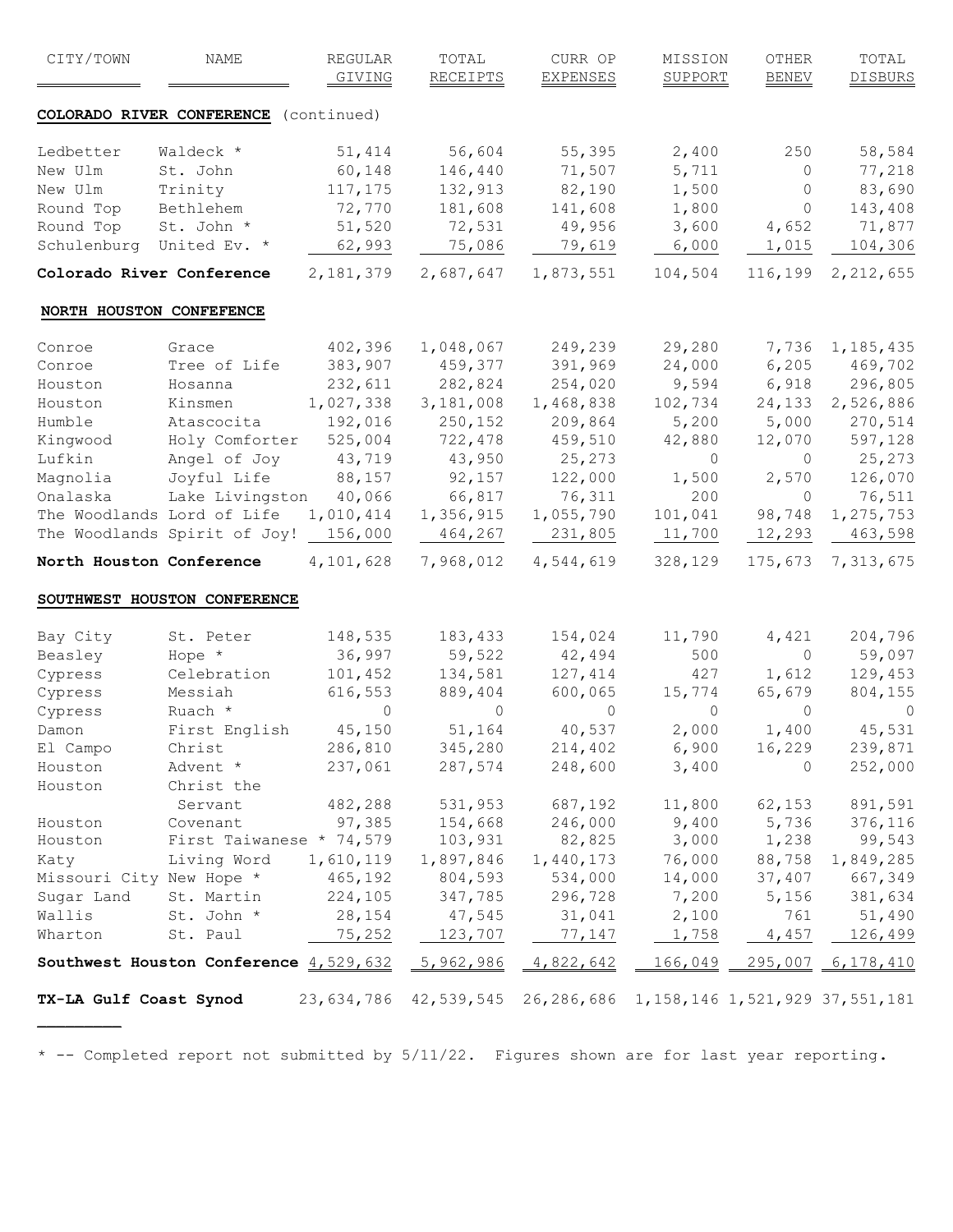| CITY/TOWN | NAME | REGULAR GIVING | TOTAL RECEIPTS | CURR OP EXPENSES | MISSION SUPPORT | OTHER BENEV | TOTAL DISBURS |
|---|---|---|---|---|---|---|---|
| **COLORADO RIVER CONFERENCE** (continued) | | | | | | | |
| Ledbetter | Waldeck * | 51,414 | 56,604 | 55,395 | 2,400 | 250 | 58,584 |
| New Ulm | St. John | 60,148 | 146,440 | 71,507 | 5,711 | 0 | 77,218 |
| New Ulm | Trinity | 117,175 | 132,913 | 82,190 | 1,500 | 0 | 83,690 |
| Round Top | Bethlehem | 72,770 | 181,608 | 141,608 | 1,800 | 0 | 143,408 |
| Round Top | St. John * | 51,520 | 72,531 | 49,956 | 3,600 | 4,652 | 71,877 |
| Schulenburg | United Ev. * | 62,993 | 75,086 | 79,619 | 6,000 | 1,015 | 104,306 |
| **Colorado River Conference** | | 2,181,379 | 2,687,647 | 1,873,551 | 104,504 | 116,199 | 2,212,655 |
| **NORTH HOUSTON CONFEFENCE** | | | | | | | |
| Conroe | Grace | 402,396 | 1,048,067 | 249,239 | 29,280 | 7,736 | 1,185,435 |
| Conroe | Tree of Life | 383,907 | 459,377 | 391,969 | 24,000 | 6,205 | 469,702 |
| Houston | Hosanna | 232,611 | 282,824 | 254,020 | 9,594 | 6,918 | 296,805 |
| Houston | Kinsmen | 1,027,338 | 3,181,008 | 1,468,838 | 102,734 | 24,133 | 2,526,886 |
| Humble | Atascocita | 192,016 | 250,152 | 209,864 | 5,200 | 5,000 | 270,514 |
| Kingwood | Holy Comforter | 525,004 | 722,478 | 459,510 | 42,880 | 12,070 | 597,128 |
| Lufkin | Angel of Joy | 43,719 | 43,950 | 25,273 | 0 | 0 | 25,273 |
| Magnolia | Joyful Life | 88,157 | 92,157 | 122,000 | 1,500 | 2,570 | 126,070 |
| Onalaska | Lake Livingston | 40,066 | 66,817 | 76,311 | 200 | 0 | 76,511 |
| The Woodlands | Lord of Life | 1,010,414 | 1,356,915 | 1,055,790 | 101,041 | 98,748 | 1,275,753 |
| The Woodlands | Spirit of Joy! | 156,000 | 464,267 | 231,805 | 11,700 | 12,293 | 463,598 |
| **North Houston Conference** | | 4,101,628 | 7,968,012 | 4,544,619 | 328,129 | 175,673 | 7,313,675 |
| **SOUTHWEST HOUSTON CONFERENCE** | | | | | | | |
| Bay City | St. Peter | 148,535 | 183,433 | 154,024 | 11,790 | 4,421 | 204,796 |
| Beasley | Hope * | 36,997 | 59,522 | 42,494 | 500 | 0 | 59,097 |
| Cypress | Celebration | 101,452 | 134,581 | 127,414 | 427 | 1,612 | 129,453 |
| Cypress | Messiah | 616,553 | 889,404 | 600,065 | 15,774 | 65,679 | 804,155 |
| Cypress | Ruach * | 0 | 0 | 0 | 0 | 0 | 0 |
| Damon | First English | 45,150 | 51,164 | 40,537 | 2,000 | 1,400 | 45,531 |
| El Campo | Christ | 286,810 | 345,280 | 214,402 | 6,900 | 16,229 | 239,871 |
| Houston | Advent * | 237,061 | 287,574 | 248,600 | 3,400 | 0 | 252,000 |
| Houston | Christ the Servant | 482,288 | 531,953 | 687,192 | 11,800 | 62,153 | 891,591 |
| Houston | Covenant | 97,385 | 154,668 | 246,000 | 9,400 | 5,736 | 376,116 |
| Houston | First Taiwanese * | 74,579 | 103,931 | 82,825 | 3,000 | 1,238 | 99,543 |
| Katy | Living Word | 1,610,119 | 1,897,846 | 1,440,173 | 76,000 | 88,758 | 1,849,285 |
| Missouri City | New Hope * | 465,192 | 804,593 | 534,000 | 14,000 | 37,407 | 667,349 |
| Sugar Land | St. Martin | 224,105 | 347,785 | 296,728 | 7,200 | 5,156 | 381,634 |
| Wallis | St. John * | 28,154 | 47,545 | 31,041 | 2,100 | 761 | 51,490 |
| Wharton | St. Paul | 75,252 | 123,707 | 77,147 | 1,758 | 4,457 | 126,499 |
| **Southwest Houston Conference** | | 4,529,632 | 5,962,986 | 4,822,642 | 166,049 | 295,007 | 6,178,410 |
| **TX-LA Gulf Coast Synod** | | 23,634,786 | 42,539,545 | 26,286,686 | 1,158,146 | 1,521,929 | 37,551,181 |

\* -- Completed report not submitted by 5/11/22. Figures shown are for last year reporting.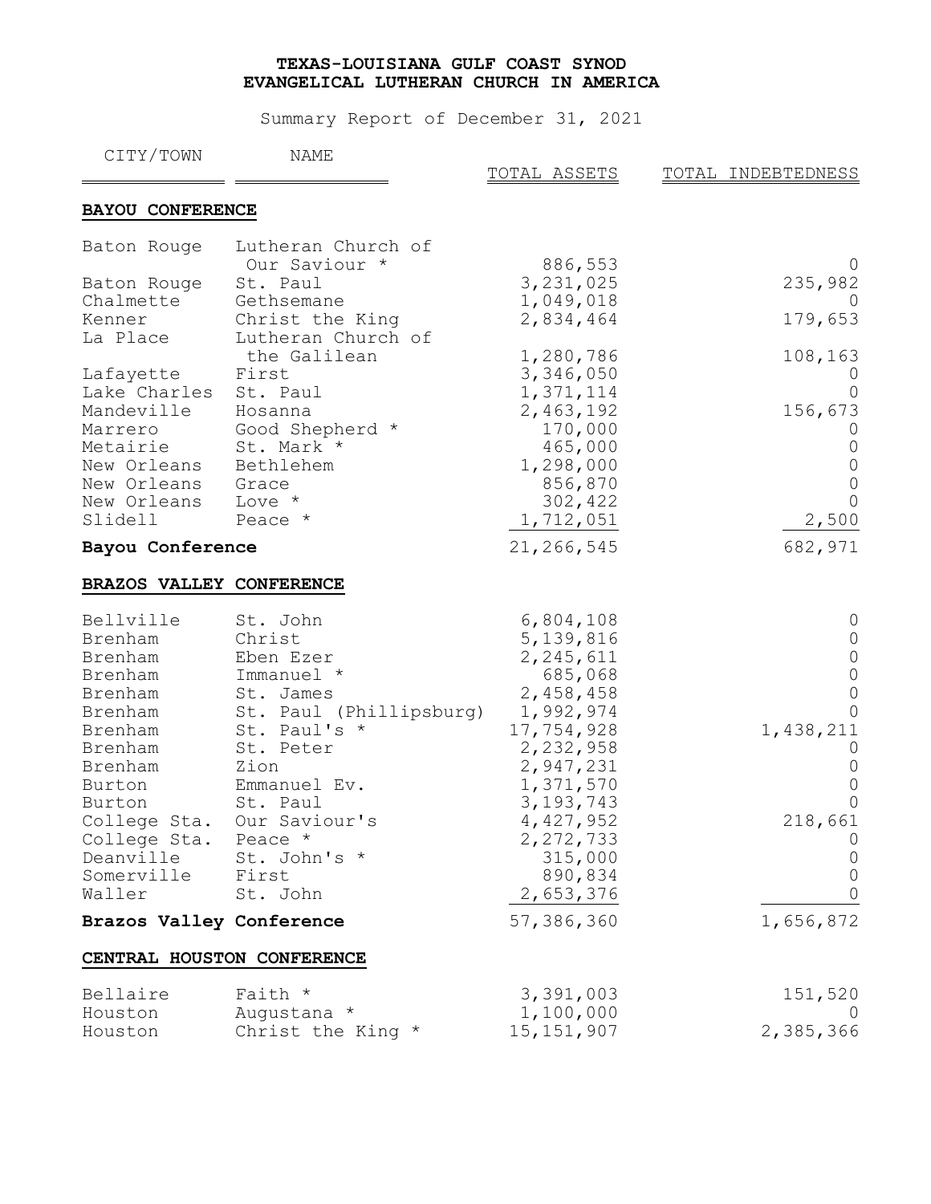**TEXAS-LOUISIANA GULF COAST SYNOD**
**EVANGELICAL LUTHERAN CHURCH IN AMERICA**

Summary Report of December 31, 2021

| CITY/TOWN | NAME | TOTAL ASSETS | TOTAL INDEBTEDNESS |
|---|---|---|---|
| **BAYOU CONFERENCE** | | | |
| Baton Rouge | Lutheran Church of Our Saviour * | 886,553 | 0 |
| Baton Rouge | St. Paul | 3,231,025 | 235,982 |
| Chalmette | Gethsemane | 1,049,018 | 0 |
| Kenner | Christ the King | 2,834,464 | 179,653 |
| La Place | Lutheran Church of the Galilean | 1,280,786 | 108,163 |
| Lafayette | First | 3,346,050 | 0 |
| Lake Charles | St. Paul | 1,371,114 | 0 |
| Mandeville | Hosanna | 2,463,192 | 156,673 |
| Marrero | Good Shepherd * | 170,000 | 0 |
| Metairie | St. Mark * | 465,000 | 0 |
| New Orleans | Bethlehem | 1,298,000 | 0 |
| New Orleans | Grace | 856,870 | 0 |
| New Orleans | Love * | 302,422 | 0 |
| Slidell | Peace * | 1,712,051 | 2,500 |
| **Bayou Conference** | | 21,266,545 | 682,971 |
| **BRAZOS VALLEY CONFERENCE** | | | |
| Bellville | St. John | 6,804,108 | 0 |
| Brenham | Christ | 5,139,816 | 0 |
| Brenham | Eben Ezer | 2,245,611 | 0 |
| Brenham | Immanuel * | 685,068 | 0 |
| Brenham | St. James | 2,458,458 | 0 |
| Brenham | St. Paul (Phillipsburg) | 1,992,974 | 0 |
| Brenham | St. Paul's * | 17,754,928 | 1,438,211 |
| Brenham | St. Peter | 2,232,958 | 0 |
| Brenham | Zion | 2,947,231 | 0 |
| Burton | Emmanuel Ev. | 1,371,570 | 0 |
| Burton | St. Paul | 3,193,743 | 0 |
| College Sta. | Our Saviour's | 4,427,952 | 218,661 |
| College Sta. | Peace * | 2,272,733 | 0 |
| Deanville | St. John's * | 315,000 | 0 |
| Somerville | First | 890,834 | 0 |
| Waller | St. John | 2,653,376 | 0 |
| **Brazos Valley Conference** | | 57,386,360 | 1,656,872 |
| **CENTRAL HOUSTON CONFERENCE** | | | |
| Bellaire | Faith * | 3,391,003 | 151,520 |
| Houston | Augustana * | 1,100,000 | 0 |
| Houston | Christ the King * | 15,151,907 | 2,385,366 |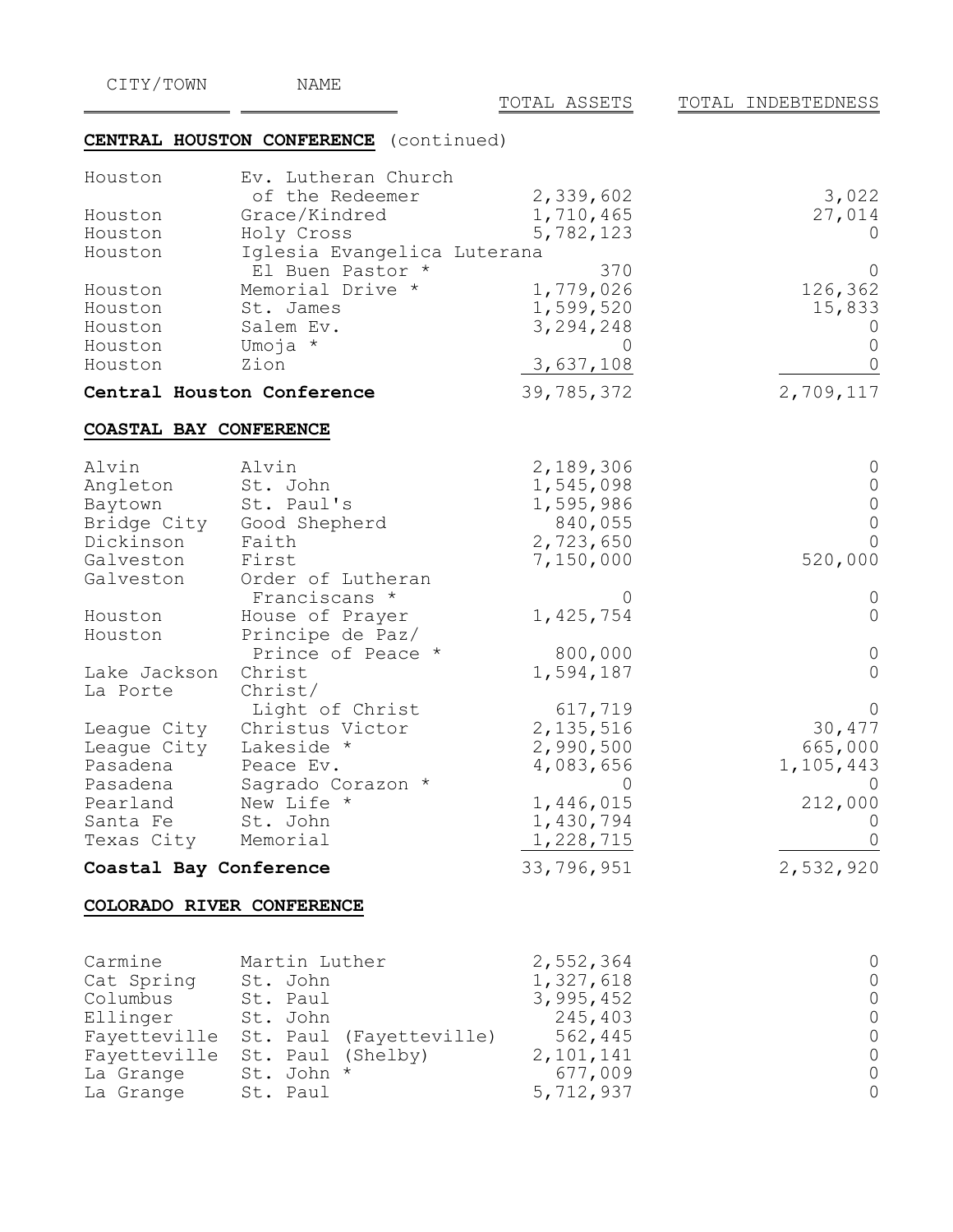| CITY/TOWN | NAME | TOTAL ASSETS | TOTAL INDEBTEDNESS |
|---|---|---|---|
| **CENTRAL HOUSTON CONFERENCE** (continued) | | | |
| Houston | Ev. Lutheran Church of the Redeemer | 2,339,602 | 3,022 |
| Houston | Grace/Kindred | 1,710,465 | 27,014 |
| Houston | Holy Cross | 5,782,123 | 0 |
| Houston | Iglesia Evangelica Luterana El Buen Pastor * | 370 | 0 |
| Houston | Memorial Drive * | 1,779,026 | 126,362 |
| Houston | St. James | 1,599,520 | 15,833 |
| Houston | Salem Ev. | 3,294,248 | 0 |
| Houston | Umoja * | 0 | 0 |
| Houston | Zion | 3,637,108 | 0 |
| **Central Houston Conference** | | 39,785,372 | 2,709,117 |
| **COASTAL BAY CONFERENCE** | | | |
| Alvin | Alvin | 2,189,306 | 0 |
| Angleton | St. John | 1,545,098 | 0 |
| Baytown | St. Paul's | 1,595,986 | 0 |
| Bridge City | Good Shepherd | 840,055 | 0 |
| Dickinson | Faith | 2,723,650 | 0 |
| Galveston | First | 7,150,000 | 520,000 |
| Galveston | Order of Lutheran Franciscans * | 0 | 0 |
| Houston | House of Prayer | 1,425,754 | 0 |
| Houston | Principe de Paz/ Prince of Peace * | 800,000 | 0 |
| Lake Jackson | Christ | 1,594,187 | 0 |
| La Porte | Christ/ Light of Christ | 617,719 | 0 |
| League City | Christus Victor | 2,135,516 | 30,477 |
| League City | Lakeside * | 2,990,500 | 665,000 |
| Pasadena | Peace Ev. | 4,083,656 | 1,105,443 |
| Pasadena | Sagrado Corazon * | 0 | 0 |
| Pearland | New Life * | 1,446,015 | 212,000 |
| Santa Fe | St. John | 1,430,794 | 0 |
| Texas City | Memorial | 1,228,715 | 0 |
| **Coastal Bay Conference** | | 33,796,951 | 2,532,920 |
| **COLORADO RIVER CONFERENCE** | | | |
| Carmine | Martin Luther | 2,552,364 | 0 |
| Cat Spring | St. John | 1,327,618 | 0 |
| Columbus | St. Paul | 3,995,452 | 0 |
| Ellinger | St. John | 245,403 | 0 |
| Fayetteville | St. Paul (Fayetteville) | 562,445 | 0 |
| Fayetteville | St. Paul (Shelby) | 2,101,141 | 0 |
| La Grange | St. John * | 677,009 | 0 |
| La Grange | St. Paul | 5,712,937 | 0 |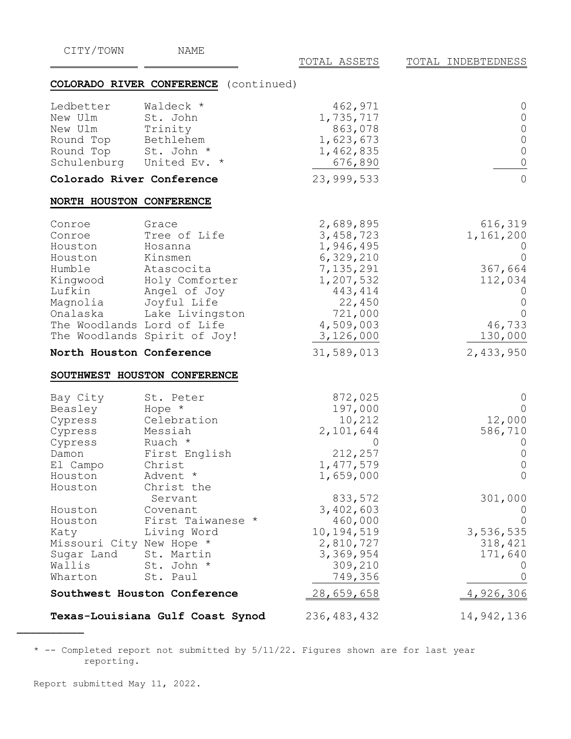| CITY/TOWN | NAME | TOTAL ASSETS | TOTAL INDEBTEDNESS |
|---|---|---|---|
| **COLORADO RIVER CONFERENCE** (continued) | | | |
| Ledbetter | Waldeck * | 462,971 | 0 |
| New Ulm | St. John | 1,735,717 | 0 |
| New Ulm | Trinity | 863,078 | 0 |
| Round Top | Bethlehem | 1,623,673 | 0 |
| Round Top | St. John * | 1,462,835 | 0 |
| Schulenburg | United Ev. * | 676,890 | 0 |
| **Colorado River Conference** | | 23,999,533 | 0 |
| **NORTH HOUSTON CONFERENCE** | | | |
| Conroe | Grace | 2,689,895 | 616,319 |
| Conroe | Tree of Life | 3,458,723 | 1,161,200 |
| Houston | Hosanna | 1,946,495 | 0 |
| Houston | Kinsmen | 6,329,210 | 0 |
| Humble | Atascocita | 7,135,291 | 367,664 |
| Kingwood | Holy Comforter | 1,207,532 | 112,034 |
| Lufkin | Angel of Joy | 443,414 | 0 |
| Magnolia | Joyful Life | 22,450 | 0 |
| Onalaska | Lake Livingston | 721,000 | 0 |
| The Woodlands | Lord of Life | 4,509,003 | 46,733 |
| The Woodlands | Spirit of Joy! | 3,126,000 | 130,000 |
| **North Houston Conference** | | 31,589,013 | 2,433,950 |
| **SOUTHWEST HOUSTON CONFERENCE** | | | |
| Bay City | St. Peter | 872,025 | 0 |
| Beasley | Hope * | 197,000 | 0 |
| Cypress | Celebration | 10,212 | 12,000 |
| Cypress | Messiah | 2,101,644 | 586,710 |
| Cypress | Ruach * | 0 | 0 |
| Damon | First English | 212,257 | 0 |
| El Campo | Christ | 1,477,579 | 0 |
| Houston | Advent * | 1,659,000 | 0 |
| Houston | Christ the Servant | 833,572 | 301,000 |
| Houston | Covenant | 3,402,603 | 0 |
| Houston | First Taiwanese * | 460,000 | 0 |
| Katy | Living Word | 10,194,519 | 3,536,535 |
| Missouri City | New Hope * | 2,810,727 | 318,421 |
| Sugar Land | St. Martin | 3,369,954 | 171,640 |
| Wallis | St. John * | 309,210 | 0 |
| Wharton | St. Paul | 749,356 | 0 |
| **Southwest Houston Conference** | | 28,659,658 | 4,926,306 |
| **Texas-Louisiana Gulf Coast Synod** | | 236,483,432 | 14,942,136 |

* -- Completed report not submitted by 5/11/22. Figures shown are for last year reporting.

Report submitted May 11, 2022.